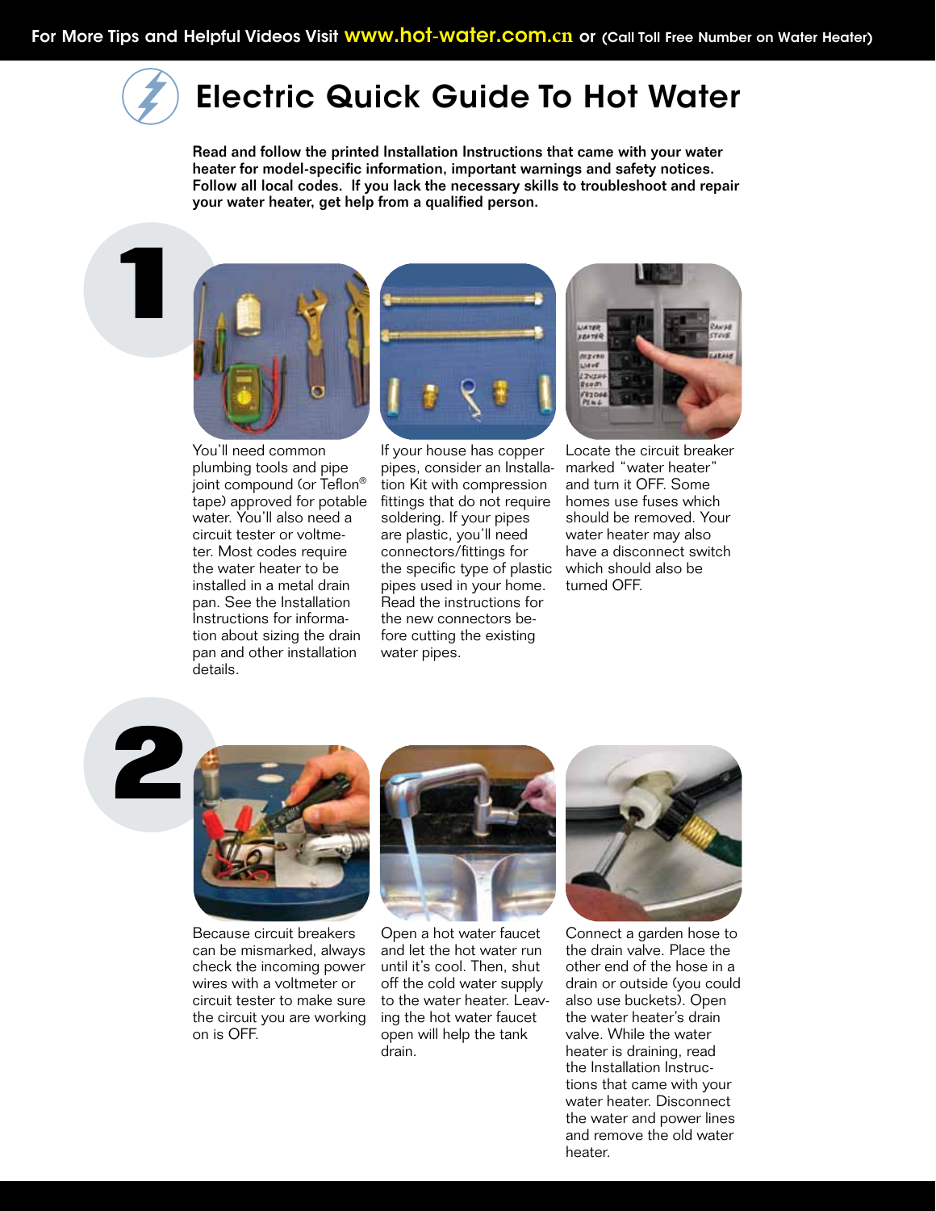For More Tips and Helpful Videos Visit www.hot-water.com.cn or (Call Toll Free Number on Water Heater)

# Electric Quick Guide To Hot Water

**Read and follow the printed Installation Instructions that came with your water heater for model-specific information, important warnings and safety notices. Follow all local codes. If you lack the necessary skills to troubleshoot and repair your water heater, get help from a qualified person.**

## 1

You'll need common plumbing tools and pipe joint compound (or Teflon® tape) approved for potable water. You'll also need a circuit tester or voltmeter. Most codes require the water heater to be installed in a metal drain pan. See the Installation Instructions for information about sizing the drain pan and other installation details.

If your house has copper pipes, consider an Installation Kit with compression fittings that do not require soldering. If your pipes are plastic, you'll need connectors/fittings for the specific type of plastic pipes used in your home. Read the instructions for the new connectors before cutting the existing water pipes.

Locate the circuit breaker marked "water heater" and turn it OFF. Some homes use fuses which should be removed. Your water heater may also have a disconnect switch which should also be turned OFF.

## 2

Because circuit breakers can be mismarked, always check the incoming power wires with a voltmeter or circuit tester to make sure the circuit you are working on is OFF.

Open a hot water faucet and let the hot water run until it's cool. Then, shut off the cold water supply to the water heater. Leaving the hot water faucet open will help the tank drain.

Connect a garden hose to the drain valve. Place the other end of the hose in a drain or outside (you could also use buckets). Open the water heater's drain valve. While the water heater is draining, read the Installation Instructions that came with your water heater. Disconnect the water and power lines and remove the old water heater.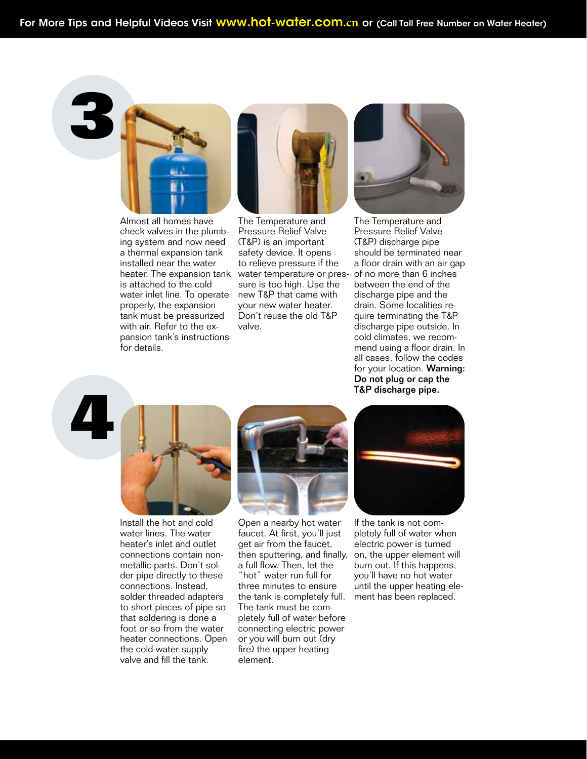## 3

Almost all homes have check valves in the plumbing system and now need a thermal expansion tank installed near the water heater. The expansion tank is attached to the cold water inlet line. To operate properly, the expansion tank must be pressurized with air. Refer to the expansion tank's instructions for details.

The Temperature and Pressure Relief Valve (T&P) is an important safety device. It opens to relieve pressure if the water temperature or pressure is too high. Use the new T&P that came with your new water heater. Don't reuse the old T&P valve.

The Temperature and Pressure Relief Valve (T&P) discharge pipe should be terminated near a floor drain with an air gap of no more than 6 inches between the end of the discharge pipe and the drain. Some localities require terminating the T&P discharge pipe outside. In cold climates, we recommend using a floor drain. In all cases, follow the codes for your location. **Warning: Do not plug or cap the T&P discharge pipe.**

## 4

Install the hot and cold water lines. The water heater's inlet and outlet connections contain nonmetallic parts. Don't solder pipe directly to these connections. Instead, solder threaded adapters to short pieces of pipe so that soldering is done a foot or so from the water heater connections. Open the cold water supply valve and fill the tank.

Open a nearby hot water faucet. At first, you'll just get air from the faucet, then sputtering, and finally, a full flow. Then, let the "hot" water run full for three minutes to ensure the tank is completely full. The tank must be completely full of water before connecting electric power or you will burn out (dry fire) the upper heating element.

If the tank is not completely full of water when electric power is turned on, the upper element will burn out. If this happens, you'll have no hot water until the upper heating element has been replaced.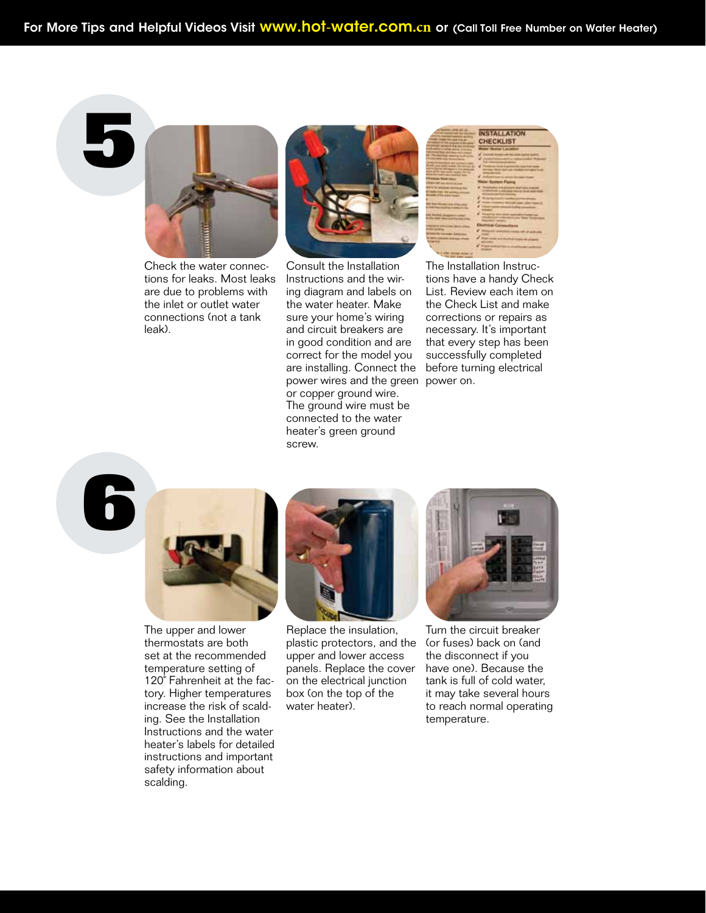# 5

Check the water connections for leaks. Most leaks are due to problems with the inlet or outlet water connections (not a tank leak).

Consult the Installation Instructions and the wiring diagram and labels on the water heater. Make sure your home's wiring and circuit breakers are in good condition and are correct for the model you are installing. Connect the power wires and the green or copper ground wire. The ground wire must be connected to the water heater's green ground screw.

The Installation Instructions have a handy Check List. Review each item on the Check List and make corrections or repairs as necessary. It's important that every step has been successfully completed before turning electrical power on.

# 6

The upper and lower thermostats are both set at the recommended temperature setting of 120˚ Fahrenheit at the factory. Higher temperatures increase the risk of scalding. See the Installation Instructions and the water heater's labels for detailed instructions and important safety information about scalding.

Replace the insulation, plastic protectors, and the upper and lower access panels. Replace the cover on the electrical junction box (on the top of the water heater).

Turn the circuit breaker (or fuses) back on (and the disconnect if you have one). Because the tank is full of cold water, it may take several hours to reach normal operating temperature.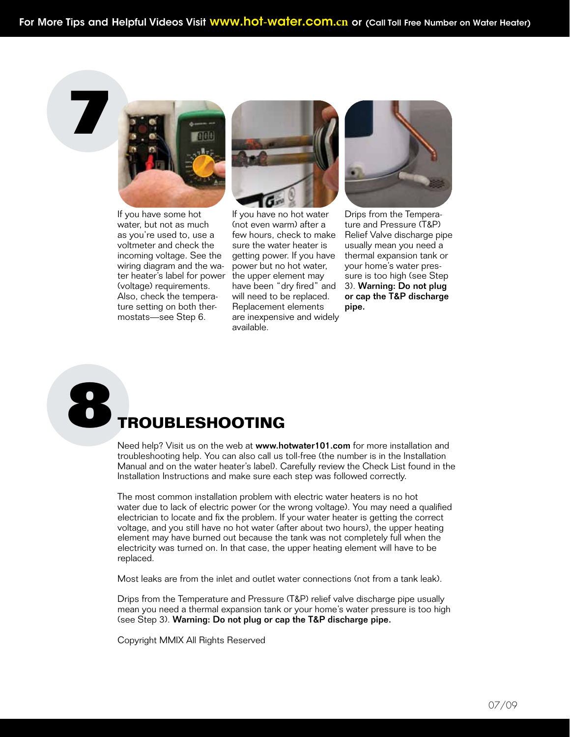# 7

If you have some hot water, but not as much as you're used to, use a voltmeter and check the incoming voltage. See the wiring diagram and the water heater's label for power (voltage) requirements. Also, check the temperature setting on both thermostats—see Step 6.

If you have no hot water (not even warm) after a few hours, check to make sure the water heater is getting power. If you have power but no hot water, the upper element may have been "dry fired" and will need to be replaced. Replacement elements are inexpensive and widely available.

Drips from the Temperature and Pressure (T&P) Relief Valve discharge pipe usually mean you need a thermal expansion tank or your home's water pressure is too high (see Step 3). **Warning: Do not plug or cap the T&P discharge pipe.**

# 8 TROUBLESHOOTING

Need help? Visit us on the web at **www.hotwater101.com** for more installation and troubleshooting help. You can also call us toll-free (the number is in the Installation Manual and on the water heater's label). Carefully review the Check List found in the Installation Instructions and make sure each step was followed correctly.

The most common installation problem with electric water heaters is no hot water due to lack of electric power (or the wrong voltage). You may need a qualified electrician to locate and fix the problem. If your water heater is getting the correct voltage, and you still have no hot water (after about two hours), the upper heating element may have burned out because the tank was not completely full when the electricity was turned on. In that case, the upper heating element will have to be replaced.

Most leaks are from the inlet and outlet water connections (not from a tank leak).

Drips from the Temperature and Pressure (T&P) relief valve discharge pipe usually mean you need a thermal expansion tank or your home's water pressure is too high (see Step 3). **Warning: Do not plug or cap the T&P discharge pipe.**

Copyright MMIX All Rights Reserved

07/09